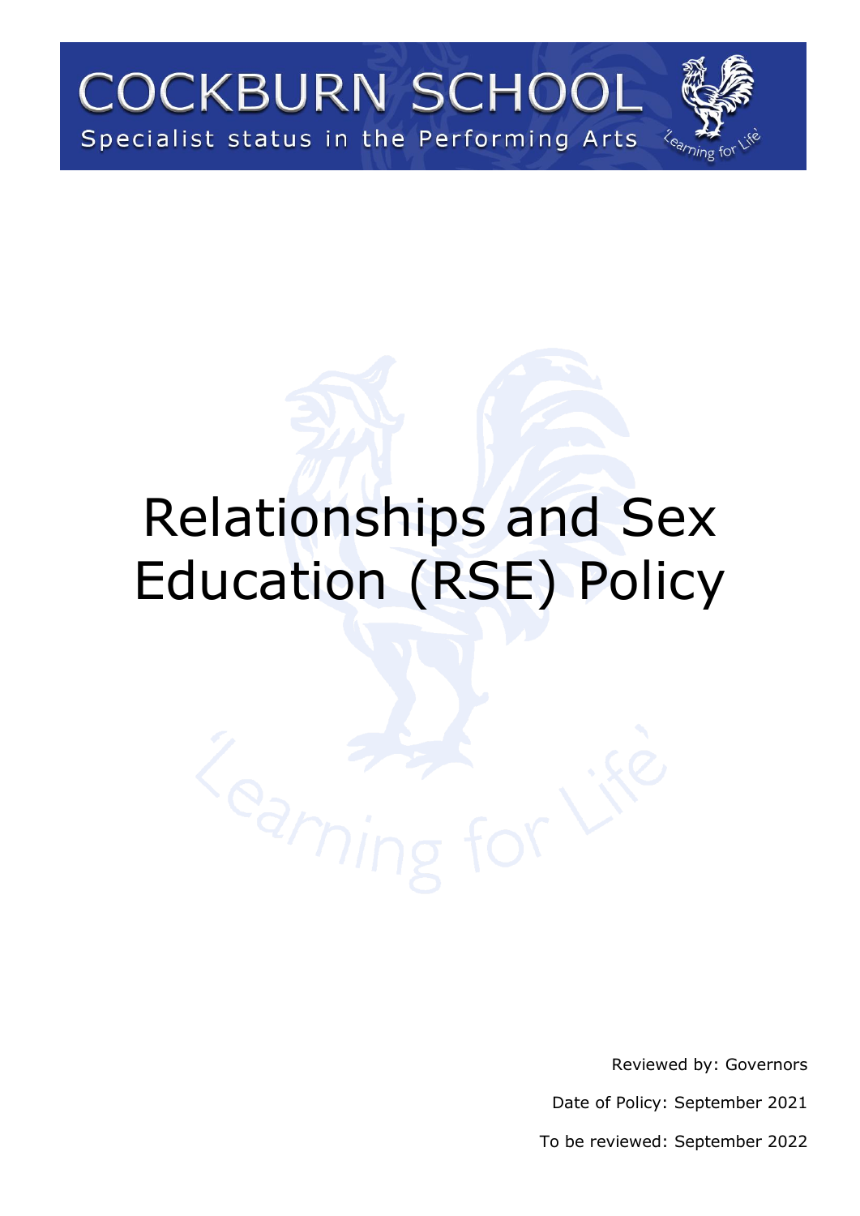COCKBURN SCHOOL

Specialist status in the Performing Arts

'Learning for Life'

# Relationships and Sex Education (RSE) Policy

Reviewed by: Governors

Date of Policy: September 2021

To be reviewed: September 2022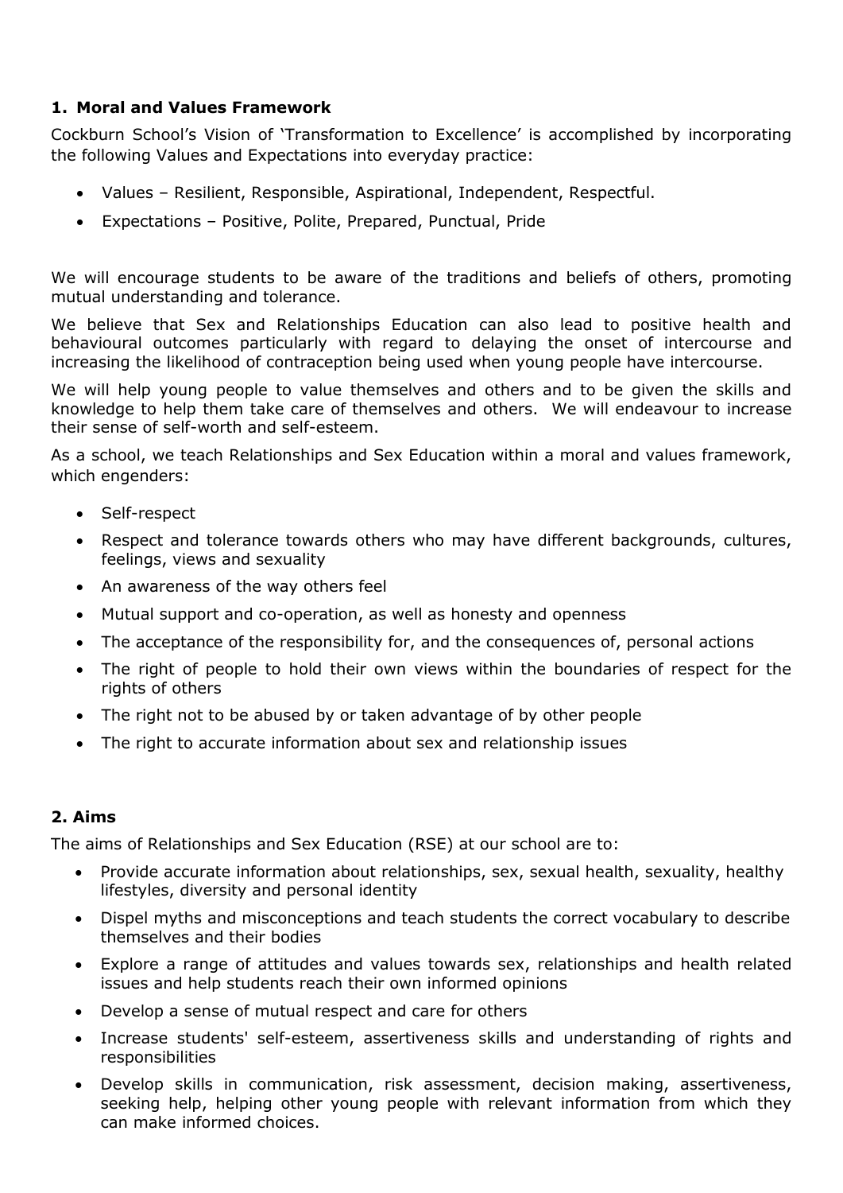## 1. Moral and Values Framework

Cockburn School's Vision of 'Transformation to Excellence' is accomplished by incorporating the following Values and Expectations into everyday practice:

- Values – Resilient, Responsible, Aspirational, Independent, Respectful.
- Expectations – Positive, Polite, Prepared, Punctual, Pride

We will encourage students to be aware of the traditions and beliefs of others, promoting mutual understanding and tolerance.

We believe that Sex and Relationships Education can also lead to positive health and behavioural outcomes particularly with regard to delaying the onset of intercourse and increasing the likelihood of contraception being used when young people have intercourse.

We will help young people to value themselves and others and to be given the skills and knowledge to help them take care of themselves and others. We will endeavour to increase their sense of self-worth and self-esteem.

As a school, we teach Relationships and Sex Education within a moral and values framework, which engenders:

- Self-respect
- Respect and tolerance towards others who may have different backgrounds, cultures, feelings, views and sexuality
- An awareness of the way others feel
- Mutual support and co-operation, as well as honesty and openness
- The acceptance of the responsibility for, and the consequences of, personal actions
- The right of people to hold their own views within the boundaries of respect for the rights of others
- The right not to be abused by or taken advantage of by other people
- The right to accurate information about sex and relationship issues

## 2. Aims

The aims of Relationships and Sex Education (RSE) at our school are to:

- Provide accurate information about relationships, sex, sexual health, sexuality, healthy lifestyles, diversity and personal identity
- Dispel myths and misconceptions and teach students the correct vocabulary to describe themselves and their bodies
- Explore a range of attitudes and values towards sex, relationships and health related issues and help students reach their own informed opinions
- Develop a sense of mutual respect and care for others
- Increase students' self-esteem, assertiveness skills and understanding of rights and responsibilities
- Develop skills in communication, risk assessment, decision making, assertiveness, seeking help, helping other young people with relevant information from which they can make informed choices.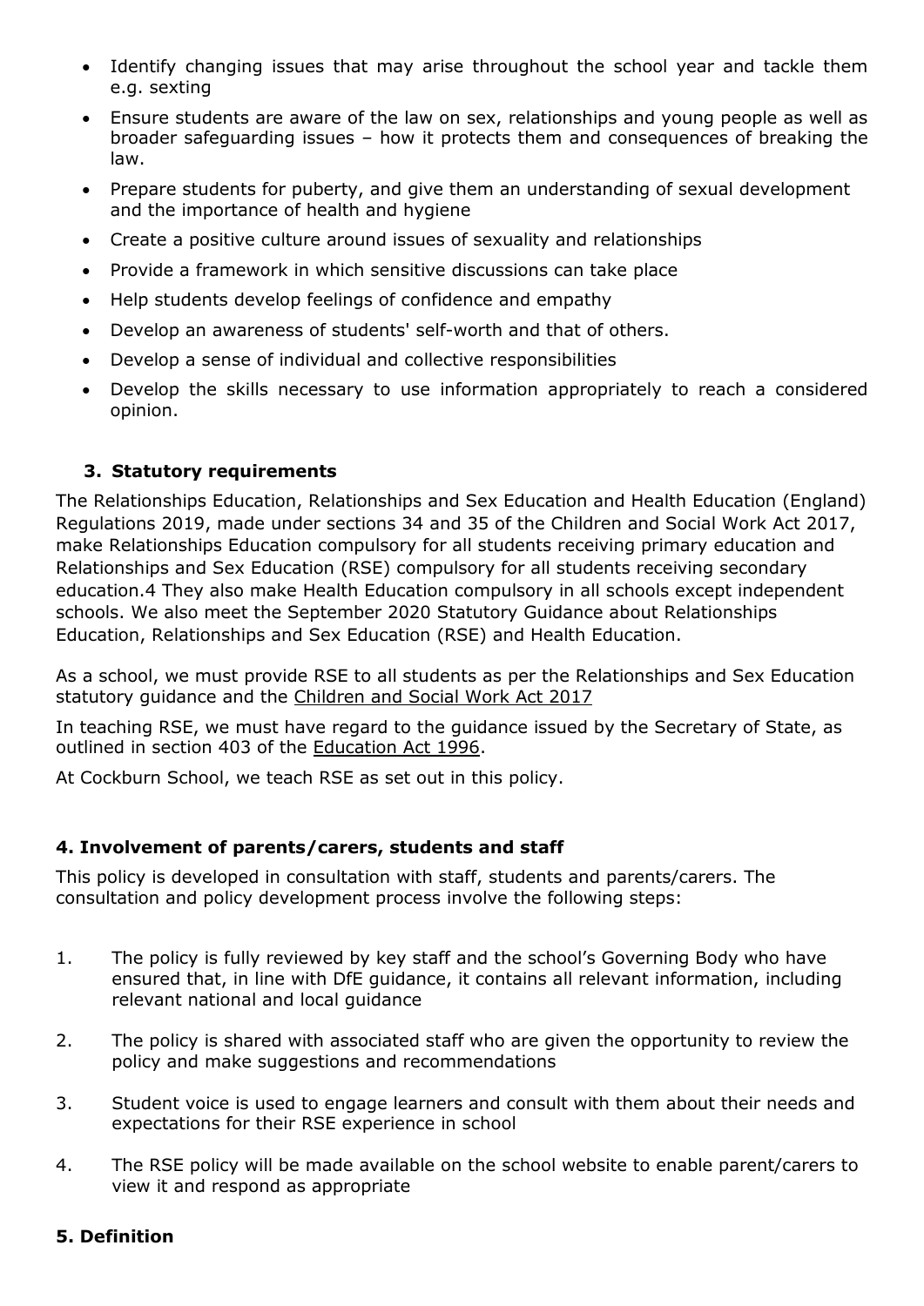- Identify changing issues that may arise throughout the school year and tackle them e.g. sexting
- Ensure students are aware of the law on sex, relationships and young people as well as broader safeguarding issues – how it protects them and consequences of breaking the law.
- Prepare students for puberty, and give them an understanding of sexual development and the importance of health and hygiene
- Create a positive culture around issues of sexuality and relationships
- Provide a framework in which sensitive discussions can take place
- Help students develop feelings of confidence and empathy
- Develop an awareness of students' self-worth and that of others.
- Develop a sense of individual and collective responsibilities
- Develop the skills necessary to use information appropriately to reach a considered opinion.

## 3. Statutory requirements

The Relationships Education, Relationships and Sex Education and Health Education (England) Regulations 2019, made under sections 34 and 35 of the Children and Social Work Act 2017, make Relationships Education compulsory for all students receiving primary education and Relationships and Sex Education (RSE) compulsory for all students receiving secondary education.4 They also make Health Education compulsory in all schools except independent schools. We also meet the September 2020 Statutory Guidance about Relationships Education, Relationships and Sex Education (RSE) and Health Education.

As a school, we must provide RSE to all students as per the Relationships and Sex Education statutory guidance and the Children and Social Work Act 2017

In teaching RSE, we must have regard to the guidance issued by the Secretary of State, as outlined in section 403 of the Education Act 1996.

At Cockburn School, we teach RSE as set out in this policy.

## 4. Involvement of parents/carers, students and staff

This policy is developed in consultation with staff, students and parents/carers. The consultation and policy development process involve the following steps:

1. The policy is fully reviewed by key staff and the school's Governing Body who have ensured that, in line with DfE guidance, it contains all relevant information, including relevant national and local guidance
2. The policy is shared with associated staff who are given the opportunity to review the policy and make suggestions and recommendations
3. Student voice is used to engage learners and consult with them about their needs and expectations for their RSE experience in school
4. The RSE policy will be made available on the school website to enable parent/carers to view it and respond as appropriate

## 5. Definition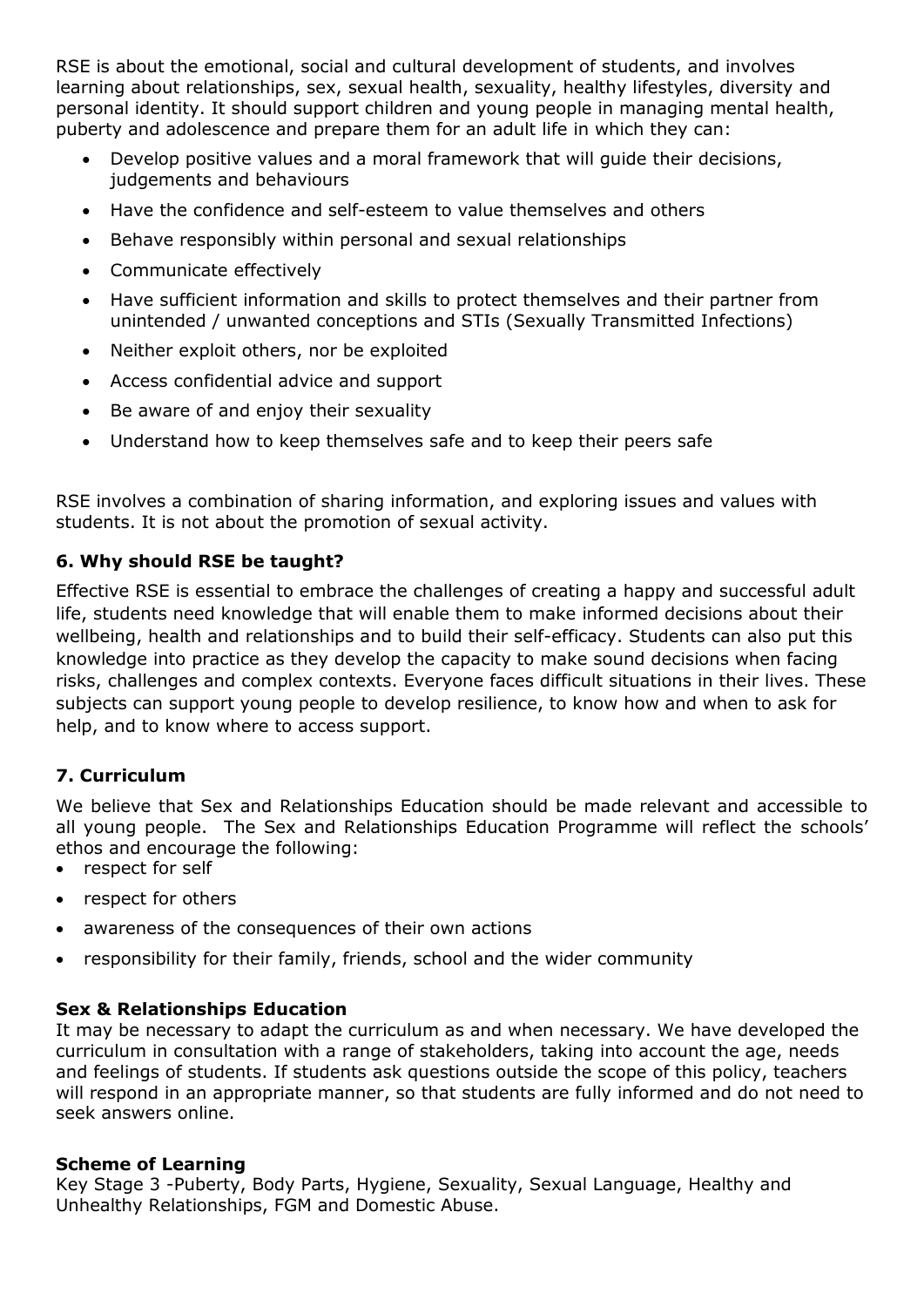RSE is about the emotional, social and cultural development of students, and involves learning about relationships, sex, sexual health, sexuality, healthy lifestyles, diversity and personal identity. It should support children and young people in managing mental health, puberty and adolescence and prepare them for an adult life in which they can:

- Develop positive values and a moral framework that will guide their decisions, judgements and behaviours
- Have the confidence and self-esteem to value themselves and others
- Behave responsibly within personal and sexual relationships
- Communicate effectively
- Have sufficient information and skills to protect themselves and their partner from unintended / unwanted conceptions and STIs (Sexually Transmitted Infections)
- Neither exploit others, nor be exploited
- Access confidential advice and support
- Be aware of and enjoy their sexuality
- Understand how to keep themselves safe and to keep their peers safe

RSE involves a combination of sharing information, and exploring issues and values with students. It is not about the promotion of sexual activity.

### 6. Why should RSE be taught?

Effective RSE is essential to embrace the challenges of creating a happy and successful adult life, students need knowledge that will enable them to make informed decisions about their wellbeing, health and relationships and to build their self-efficacy. Students can also put this knowledge into practice as they develop the capacity to make sound decisions when facing risks, challenges and complex contexts. Everyone faces difficult situations in their lives. These subjects can support young people to develop resilience, to know how and when to ask for help, and to know where to access support.

### 7. Curriculum

We believe that Sex and Relationships Education should be made relevant and accessible to all young people. The Sex and Relationships Education Programme will reflect the schools' ethos and encourage the following:

- respect for self
- respect for others
- awareness of the consequences of their own actions
- responsibility for their family, friends, school and the wider community

**Sex & Relationships Education**

It may be necessary to adapt the curriculum as and when necessary. We have developed the curriculum in consultation with a range of stakeholders, taking into account the age, needs and feelings of students. If students ask questions outside the scope of this policy, teachers will respond in an appropriate manner, so that students are fully informed and do not need to seek answers online.

**Scheme of Learning**

Key Stage 3 -Puberty, Body Parts, Hygiene, Sexuality, Sexual Language, Healthy and Unhealthy Relationships, FGM and Domestic Abuse.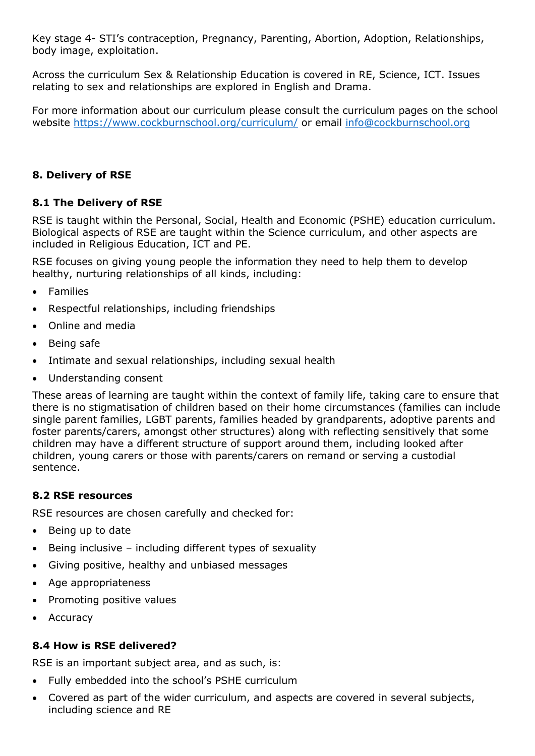Key stage 4- STI's contraception, Pregnancy, Parenting, Abortion, Adoption, Relationships, body image, exploitation.

Across the curriculum Sex & Relationship Education is covered in RE, Science, ICT. Issues relating to sex and relationships are explored in English and Drama.

For more information about our curriculum please consult the curriculum pages on the school website [https://www.cockburnschool.org/curriculum/](https://www.cockburnschool.org/curriculum/) or email [info@cockburnschool.org](mailto:info@cockburnschool.org)

### 8. Delivery of RSE

#### 8.1 The Delivery of RSE

RSE is taught within the Personal, Social, Health and Economic (PSHE) education curriculum. Biological aspects of RSE are taught within the Science curriculum, and other aspects are included in Religious Education, ICT and PE.

RSE focuses on giving young people the information they need to help them to develop healthy, nurturing relationships of all kinds, including:

- Families
- Respectful relationships, including friendships
- Online and media
- Being safe
- Intimate and sexual relationships, including sexual health
- Understanding consent

These areas of learning are taught within the context of family life, taking care to ensure that there is no stigmatisation of children based on their home circumstances (families can include single parent families, LGBT parents, families headed by grandparents, adoptive parents and foster parents/carers, amongst other structures) along with reflecting sensitively that some children may have a different structure of support around them, including looked after children, young carers or those with parents/carers on remand or serving a custodial sentence.

#### 8.2 RSE resources

RSE resources are chosen carefully and checked for:

- Being up to date
- Being inclusive – including different types of sexuality
- Giving positive, healthy and unbiased messages
- Age appropriateness
- Promoting positive values
- Accuracy

#### 8.4 How is RSE delivered?

RSE is an important subject area, and as such, is:

- Fully embedded into the school's PSHE curriculum
- Covered as part of the wider curriculum, and aspects are covered in several subjects, including science and RE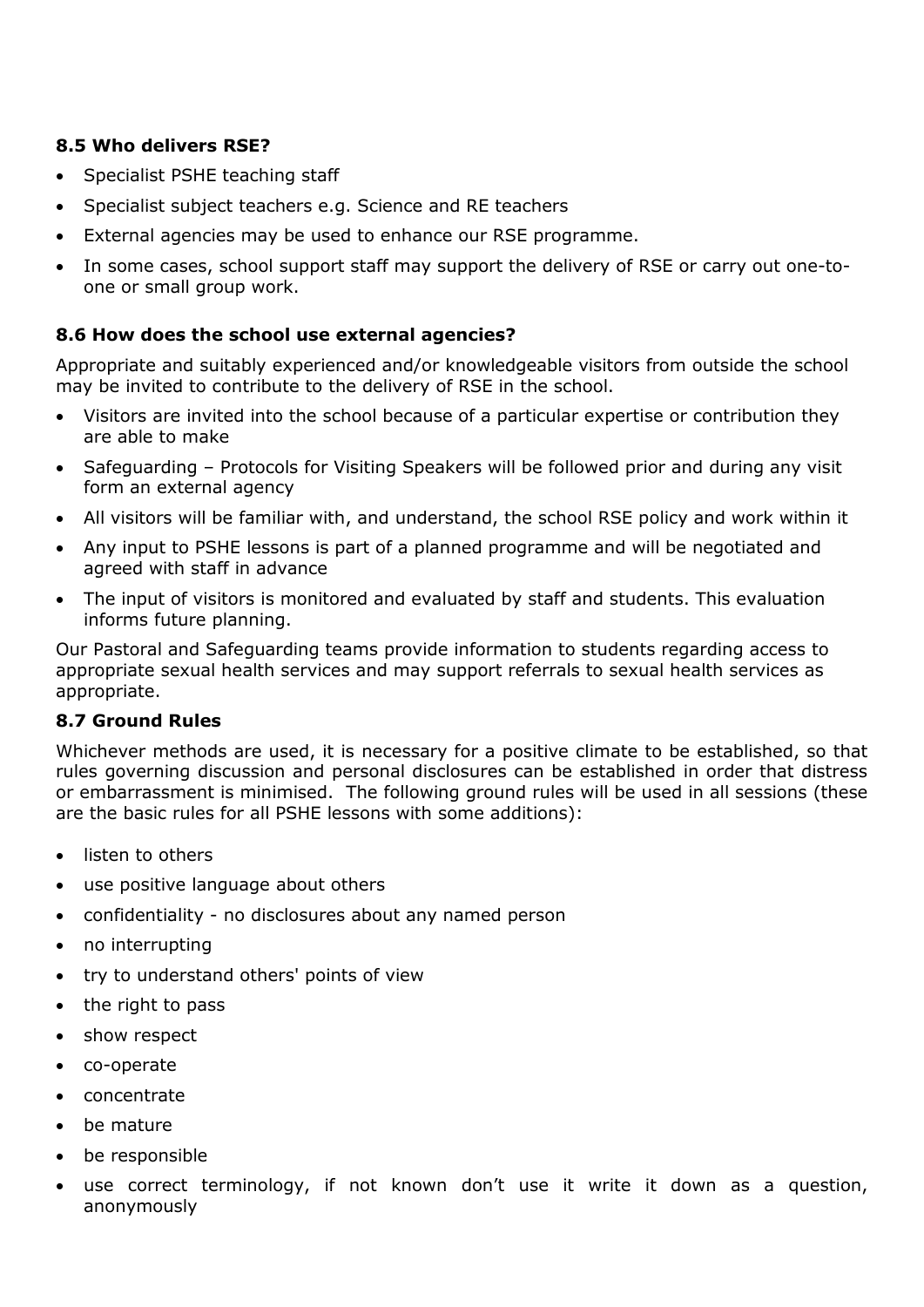### 8.5 Who delivers RSE?

- Specialist PSHE teaching staff
- Specialist subject teachers e.g. Science and RE teachers
- External agencies may be used to enhance our RSE programme.
- In some cases, school support staff may support the delivery of RSE or carry out one-to-one or small group work.

### 8.6 How does the school use external agencies?

Appropriate and suitably experienced and/or knowledgeable visitors from outside the school may be invited to contribute to the delivery of RSE in the school.

- Visitors are invited into the school because of a particular expertise or contribution they are able to make
- Safeguarding – Protocols for Visiting Speakers will be followed prior and during any visit form an external agency
- All visitors will be familiar with, and understand, the school RSE policy and work within it
- Any input to PSHE lessons is part of a planned programme and will be negotiated and agreed with staff in advance
- The input of visitors is monitored and evaluated by staff and students. This evaluation informs future planning.

Our Pastoral and Safeguarding teams provide information to students regarding access to appropriate sexual health services and may support referrals to sexual health services as appropriate.

### 8.7 Ground Rules

Whichever methods are used, it is necessary for a positive climate to be established, so that rules governing discussion and personal disclosures can be established in order that distress or embarrassment is minimised. The following ground rules will be used in all sessions (these are the basic rules for all PSHE lessons with some additions):

- listen to others
- use positive language about others
- confidentiality - no disclosures about any named person
- no interrupting
- try to understand others' points of view
- the right to pass
- show respect
- co-operate
- concentrate
- be mature
- be responsible
- use correct terminology, if not known don't use it write it down as a question, anonymously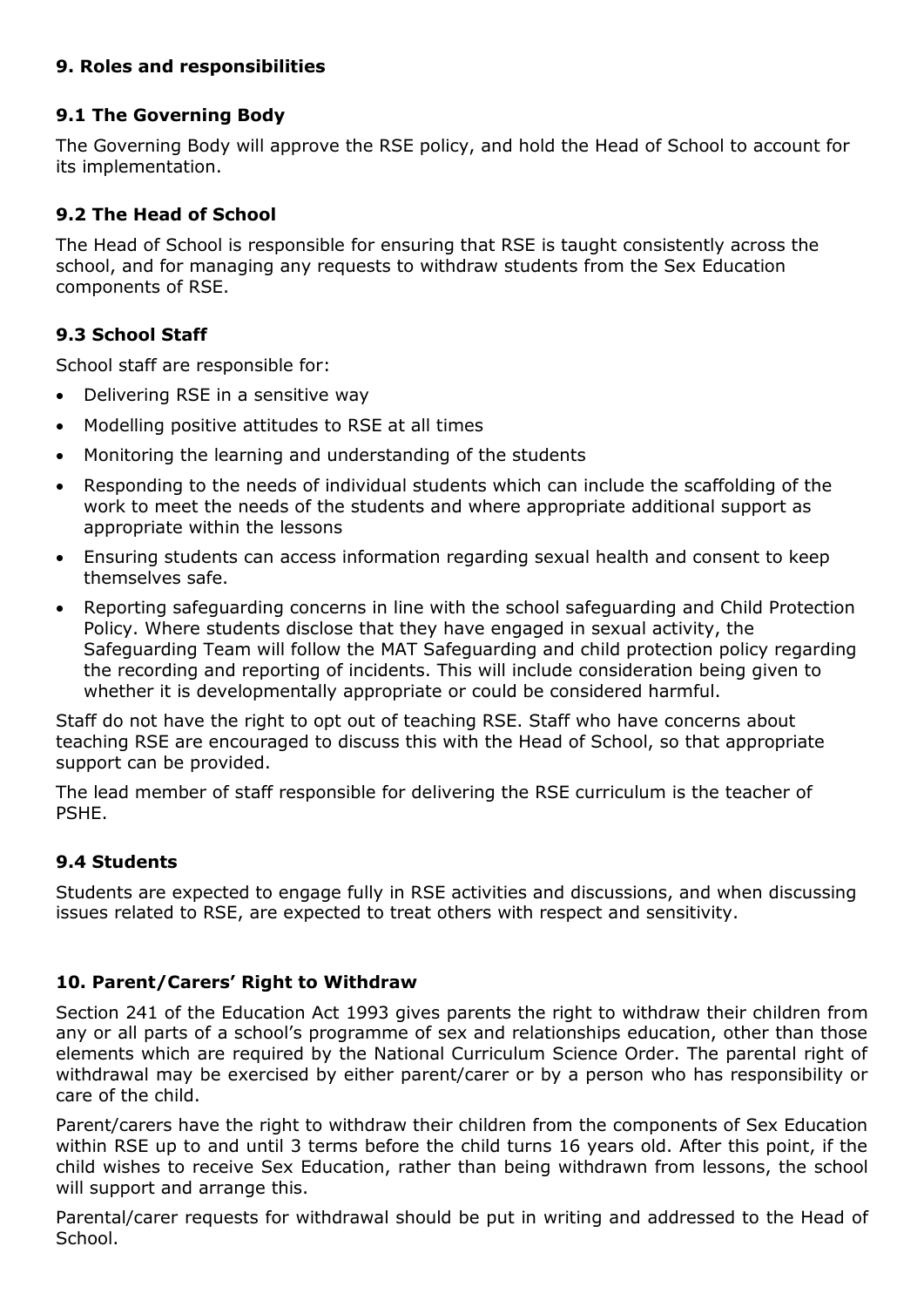## 9. Roles and responsibilities

### 9.1 The Governing Body

The Governing Body will approve the RSE policy, and hold the Head of School to account for its implementation.

### 9.2 The Head of School

The Head of School is responsible for ensuring that RSE is taught consistently across the school, and for managing any requests to withdraw students from the Sex Education components of RSE.

### 9.3 School Staff

School staff are responsible for:

- Delivering RSE in a sensitive way
- Modelling positive attitudes to RSE at all times
- Monitoring the learning and understanding of the students
- Responding to the needs of individual students which can include the scaffolding of the work to meet the needs of the students and where appropriate additional support as appropriate within the lessons
- Ensuring students can access information regarding sexual health and consent to keep themselves safe.
- Reporting safeguarding concerns in line with the school safeguarding and Child Protection Policy. Where students disclose that they have engaged in sexual activity, the Safeguarding Team will follow the MAT Safeguarding and child protection policy regarding the recording and reporting of incidents. This will include consideration being given to whether it is developmentally appropriate or could be considered harmful.

Staff do not have the right to opt out of teaching RSE. Staff who have concerns about teaching RSE are encouraged to discuss this with the Head of School, so that appropriate support can be provided.

The lead member of staff responsible for delivering the RSE curriculum is the teacher of PSHE.

### 9.4 Students

Students are expected to engage fully in RSE activities and discussions, and when discussing issues related to RSE, are expected to treat others with respect and sensitivity.

## 10. Parent/Carers' Right to Withdraw

Section 241 of the Education Act 1993 gives parents the right to withdraw their children from any or all parts of a school's programme of sex and relationships education, other than those elements which are required by the National Curriculum Science Order. The parental right of withdrawal may be exercised by either parent/carer or by a person who has responsibility or care of the child.

Parent/carers have the right to withdraw their children from the components of Sex Education within RSE up to and until 3 terms before the child turns 16 years old. After this point, if the child wishes to receive Sex Education, rather than being withdrawn from lessons, the school will support and arrange this.

Parental/carer requests for withdrawal should be put in writing and addressed to the Head of School.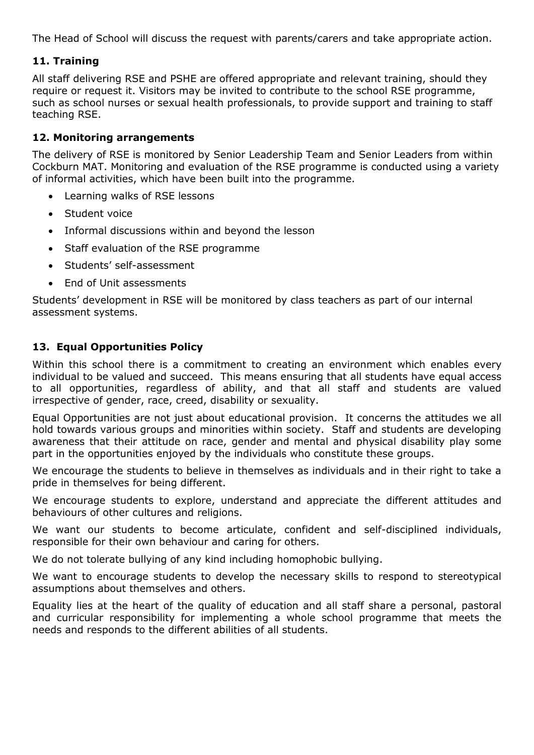The Head of School will discuss the request with parents/carers and take appropriate action.

### 11. Training

All staff delivering RSE and PSHE are offered appropriate and relevant training, should they require or request it. Visitors may be invited to contribute to the school RSE programme, such as school nurses or sexual health professionals, to provide support and training to staff teaching RSE.

### 12. Monitoring arrangements

The delivery of RSE is monitored by Senior Leadership Team and Senior Leaders from within Cockburn MAT. Monitoring and evaluation of the RSE programme is conducted using a variety of informal activities, which have been built into the programme.

- Learning walks of RSE lessons
- Student voice
- Informal discussions within and beyond the lesson
- Staff evaluation of the RSE programme
- Students' self-assessment
- End of Unit assessments

Students' development in RSE will be monitored by class teachers as part of our internal assessment systems.

### 13. Equal Opportunities Policy

Within this school there is a commitment to creating an environment which enables every individual to be valued and succeed. This means ensuring that all students have equal access to all opportunities, regardless of ability, and that all staff and students are valued irrespective of gender, race, creed, disability or sexuality.

Equal Opportunities are not just about educational provision. It concerns the attitudes we all hold towards various groups and minorities within society. Staff and students are developing awareness that their attitude on race, gender and mental and physical disability play some part in the opportunities enjoyed by the individuals who constitute these groups.

We encourage the students to believe in themselves as individuals and in their right to take a pride in themselves for being different.

We encourage students to explore, understand and appreciate the different attitudes and behaviours of other cultures and religions.

We want our students to become articulate, confident and self-disciplined individuals, responsible for their own behaviour and caring for others.

We do not tolerate bullying of any kind including homophobic bullying.

We want to encourage students to develop the necessary skills to respond to stereotypical assumptions about themselves and others.

Equality lies at the heart of the quality of education and all staff share a personal, pastoral and curricular responsibility for implementing a whole school programme that meets the needs and responds to the different abilities of all students.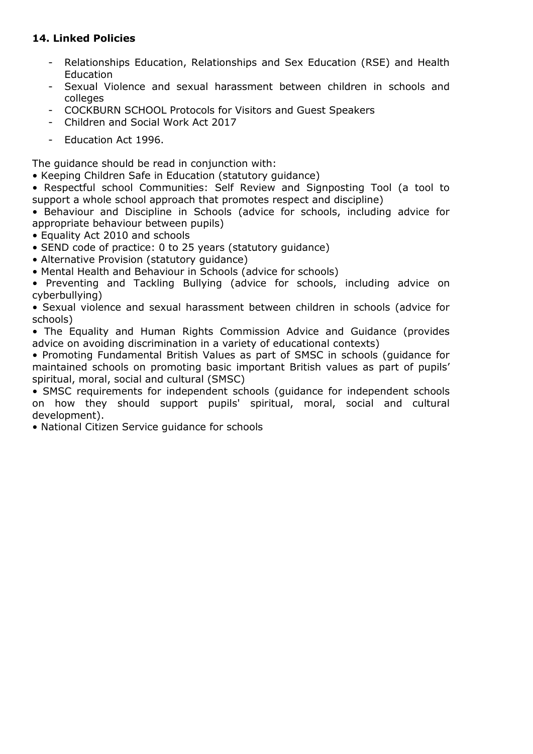**14. Linked Policies**

- Relationships Education, Relationships and Sex Education (RSE) and Health Education
- Sexual Violence and sexual harassment between children in schools and colleges
- COCKBURN SCHOOL Protocols for Visitors and Guest Speakers
- Children and Social Work Act 2017
- Education Act 1996.

The guidance should be read in conjunction with:

- Keeping Children Safe in Education (statutory guidance)
- Respectful school Communities: Self Review and Signposting Tool (a tool to support a whole school approach that promotes respect and discipline)
- Behaviour and Discipline in Schools (advice for schools, including advice for appropriate behaviour between pupils)
- Equality Act 2010 and schools
- SEND code of practice: 0 to 25 years (statutory guidance)
- Alternative Provision (statutory guidance)
- Mental Health and Behaviour in Schools (advice for schools)
- Preventing and Tackling Bullying (advice for schools, including advice on cyberbullying)
- Sexual violence and sexual harassment between children in schools (advice for schools)
- The Equality and Human Rights Commission Advice and Guidance (provides advice on avoiding discrimination in a variety of educational contexts)
- Promoting Fundamental British Values as part of SMSC in schools (guidance for maintained schools on promoting basic important British values as part of pupils' spiritual, moral, social and cultural (SMSC)
- SMSC requirements for independent schools (guidance for independent schools on how they should support pupils' spiritual, moral, social and cultural development).
- National Citizen Service guidance for schools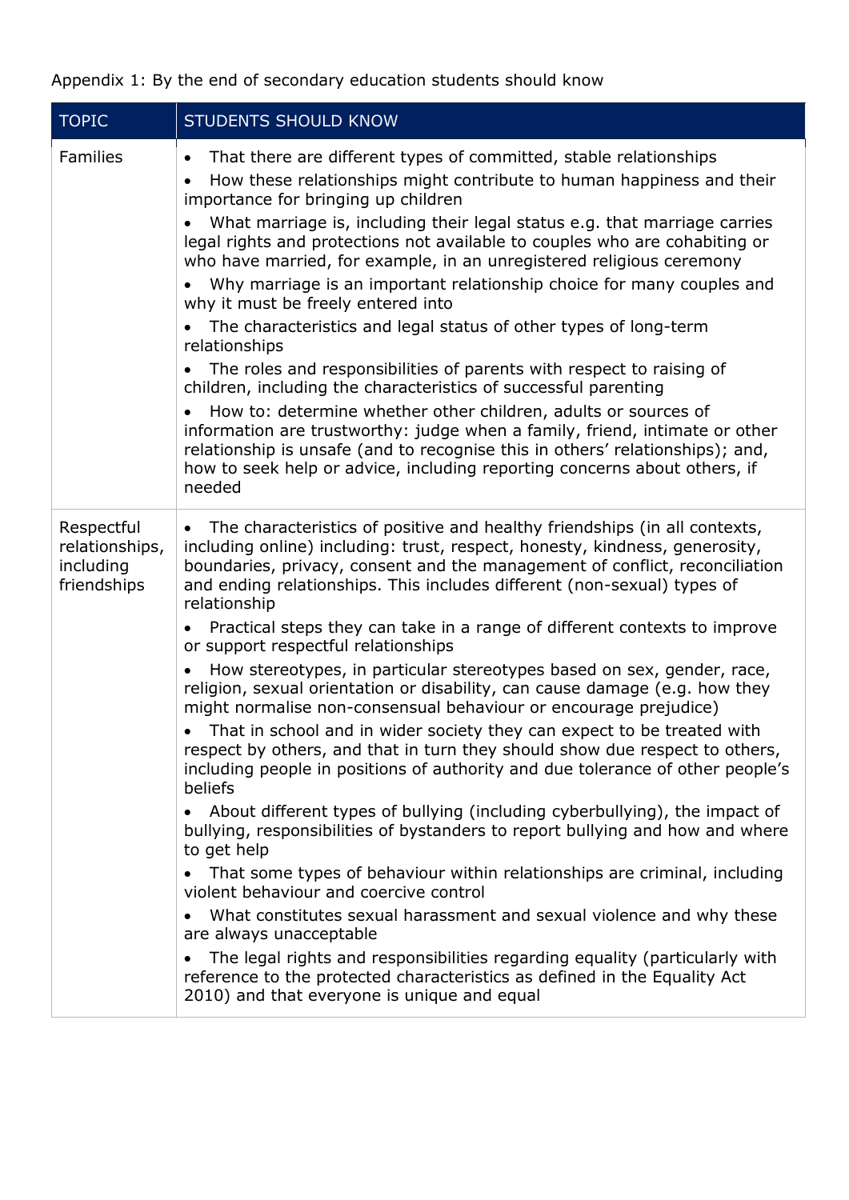Appendix 1: By the end of secondary education students should know

| TOPIC | STUDENTS SHOULD KNOW |
| --- | --- |
| Families | • That there are different types of committed, stable relationships<br>• How these relationships might contribute to human happiness and their importance for bringing up children<br>• What marriage is, including their legal status e.g. that marriage carries legal rights and protections not available to couples who are cohabiting or who have married, for example, in an unregistered religious ceremony<br>• Why marriage is an important relationship choice for many couples and why it must be freely entered into<br>• The characteristics and legal status of other types of long-term relationships<br>• The roles and responsibilities of parents with respect to raising of children, including the characteristics of successful parenting<br>• How to: determine whether other children, adults or sources of information are trustworthy: judge when a family, friend, intimate or other relationship is unsafe (and to recognise this in others' relationships); and, how to seek help or advice, including reporting concerns about others, if needed |
| Respectful relationships, including friendships | • The characteristics of positive and healthy friendships (in all contexts, including online) including: trust, respect, honesty, kindness, generosity, boundaries, privacy, consent and the management of conflict, reconciliation and ending relationships. This includes different (non-sexual) types of relationship<br>• Practical steps they can take in a range of different contexts to improve or support respectful relationships<br>• How stereotypes, in particular stereotypes based on sex, gender, race, religion, sexual orientation or disability, can cause damage (e.g. how they might normalise non-consensual behaviour or encourage prejudice)<br>• That in school and in wider society they can expect to be treated with respect by others, and that in turn they should show due respect to others, including people in positions of authority and due tolerance of other people's beliefs<br>• About different types of bullying (including cyberbullying), the impact of bullying, responsibilities of bystanders to report bullying and how and where to get help<br>• That some types of behaviour within relationships are criminal, including violent behaviour and coercive control<br>• What constitutes sexual harassment and sexual violence and why these are always unacceptable<br>• The legal rights and responsibilities regarding equality (particularly with reference to the protected characteristics as defined in the Equality Act 2010) and that everyone is unique and equal |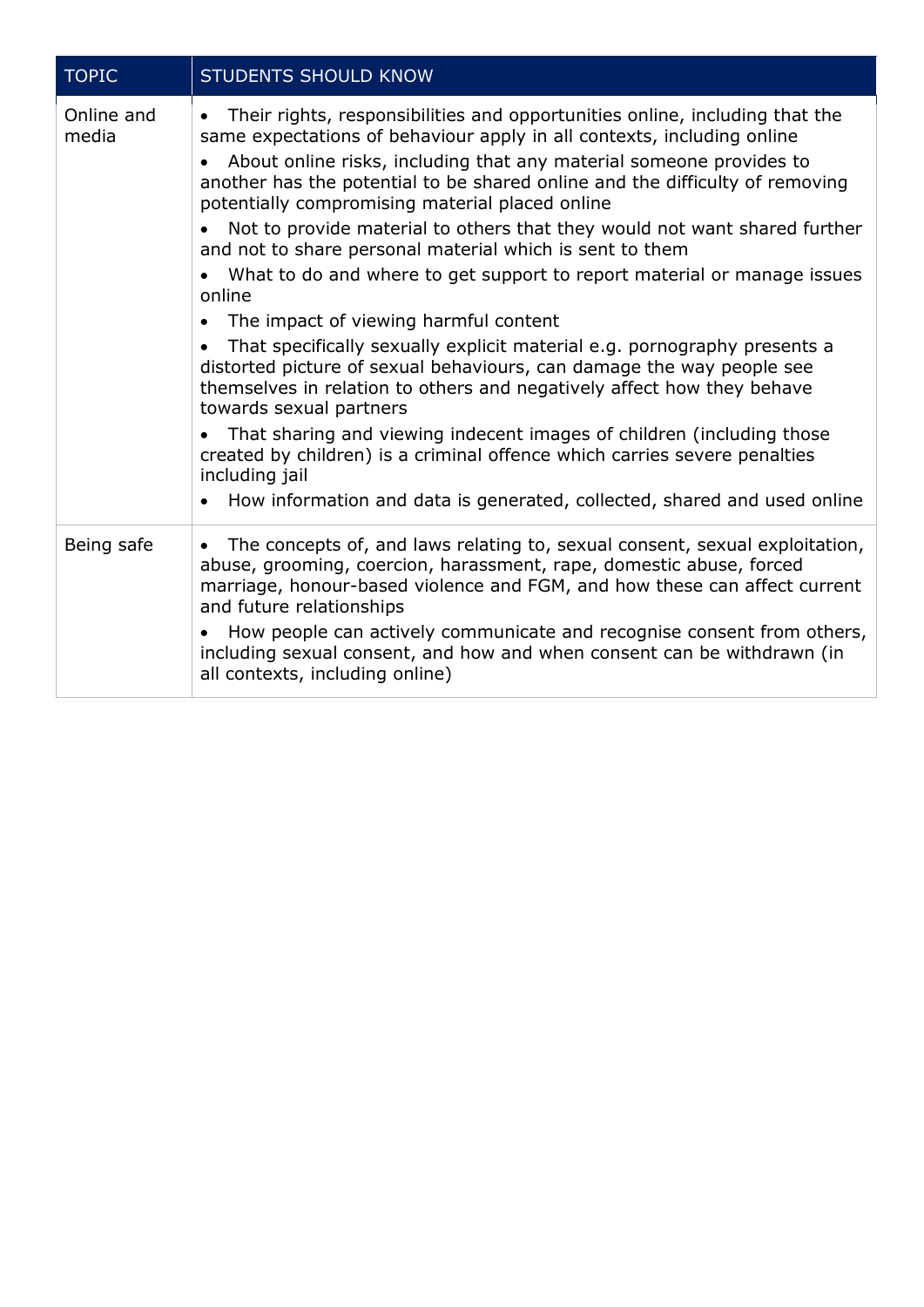| TOPIC | STUDENTS SHOULD KNOW |
| --- | --- |
| Online and media | • Their rights, responsibilities and opportunities online, including that the same expectations of behaviour apply in all contexts, including online<br>• About online risks, including that any material someone provides to another has the potential to be shared online and the difficulty of removing potentially compromising material placed online<br>• Not to provide material to others that they would not want shared further and not to share personal material which is sent to them<br>• What to do and where to get support to report material or manage issues online<br>• The impact of viewing harmful content<br>• That specifically sexually explicit material e.g. pornography presents a distorted picture of sexual behaviours, can damage the way people see themselves in relation to others and negatively affect how they behave towards sexual partners<br>• That sharing and viewing indecent images of children (including those created by children) is a criminal offence which carries severe penalties including jail<br>• How information and data is generated, collected, shared and used online |
| Being safe | • The concepts of, and laws relating to, sexual consent, sexual exploitation, abuse, grooming, coercion, harassment, rape, domestic abuse, forced marriage, honour-based violence and FGM, and how these can affect current and future relationships<br>• How people can actively communicate and recognise consent from others, including sexual consent, and how and when consent can be withdrawn (in all contexts, including online) |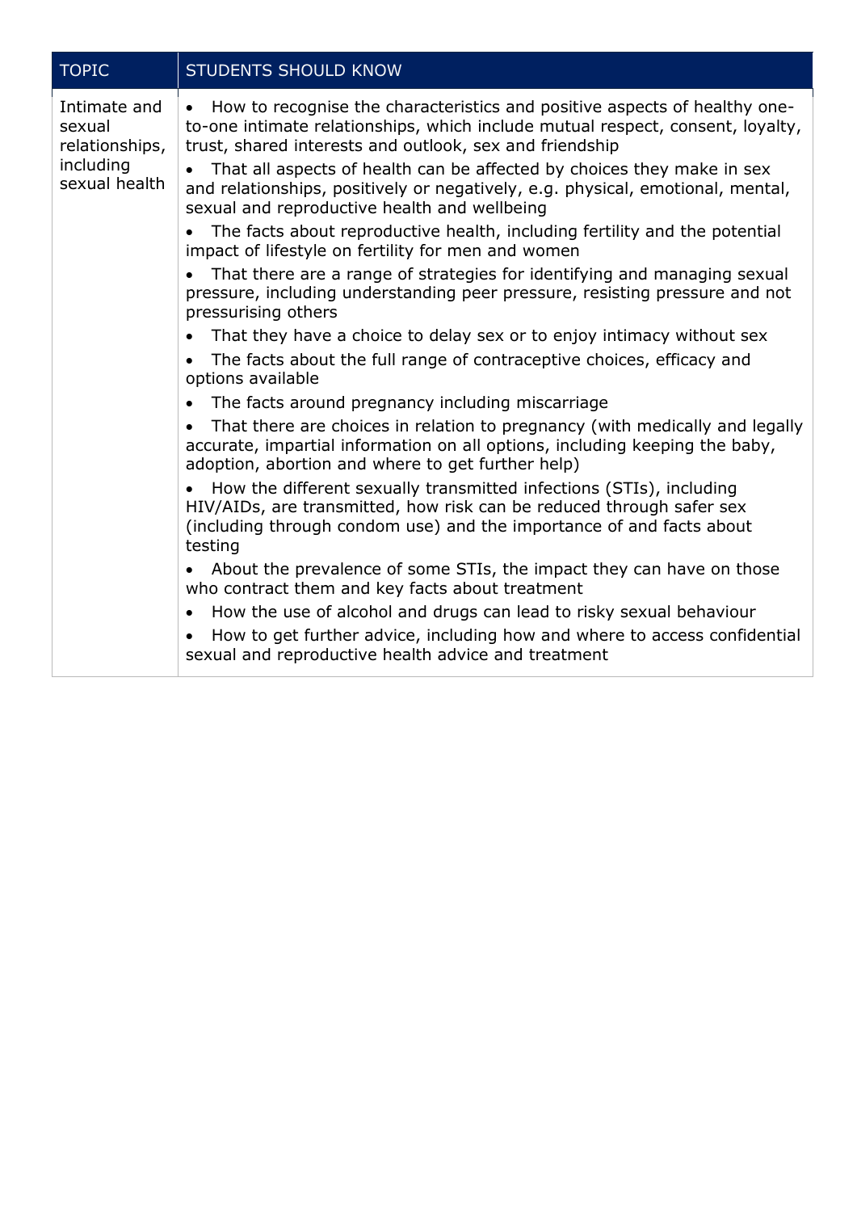| TOPIC | STUDENTS SHOULD KNOW |
|---|---|
| Intimate and sexual relationships, including sexual health | • How to recognise the characteristics and positive aspects of healthy one-to-one intimate relationships, which include mutual respect, consent, loyalty, trust, shared interests and outlook, sex and friendship<br>• That all aspects of health can be affected by choices they make in sex and relationships, positively or negatively, e.g. physical, emotional, mental, sexual and reproductive health and wellbeing<br>• The facts about reproductive health, including fertility and the potential impact of lifestyle on fertility for men and women<br>• That there are a range of strategies for identifying and managing sexual pressure, including understanding peer pressure, resisting pressure and not pressurising others<br>• That they have a choice to delay sex or to enjoy intimacy without sex<br>• The facts about the full range of contraceptive choices, efficacy and options available<br>• The facts around pregnancy including miscarriage<br>• That there are choices in relation to pregnancy (with medically and legally accurate, impartial information on all options, including keeping the baby, adoption, abortion and where to get further help)<br>• How the different sexually transmitted infections (STIs), including HIV/AIDs, are transmitted, how risk can be reduced through safer sex (including through condom use) and the importance of and facts about testing<br>• About the prevalence of some STIs, the impact they can have on those who contract them and key facts about treatment<br>• How the use of alcohol and drugs can lead to risky sexual behaviour<br>• How to get further advice, including how and where to access confidential sexual and reproductive health advice and treatment |